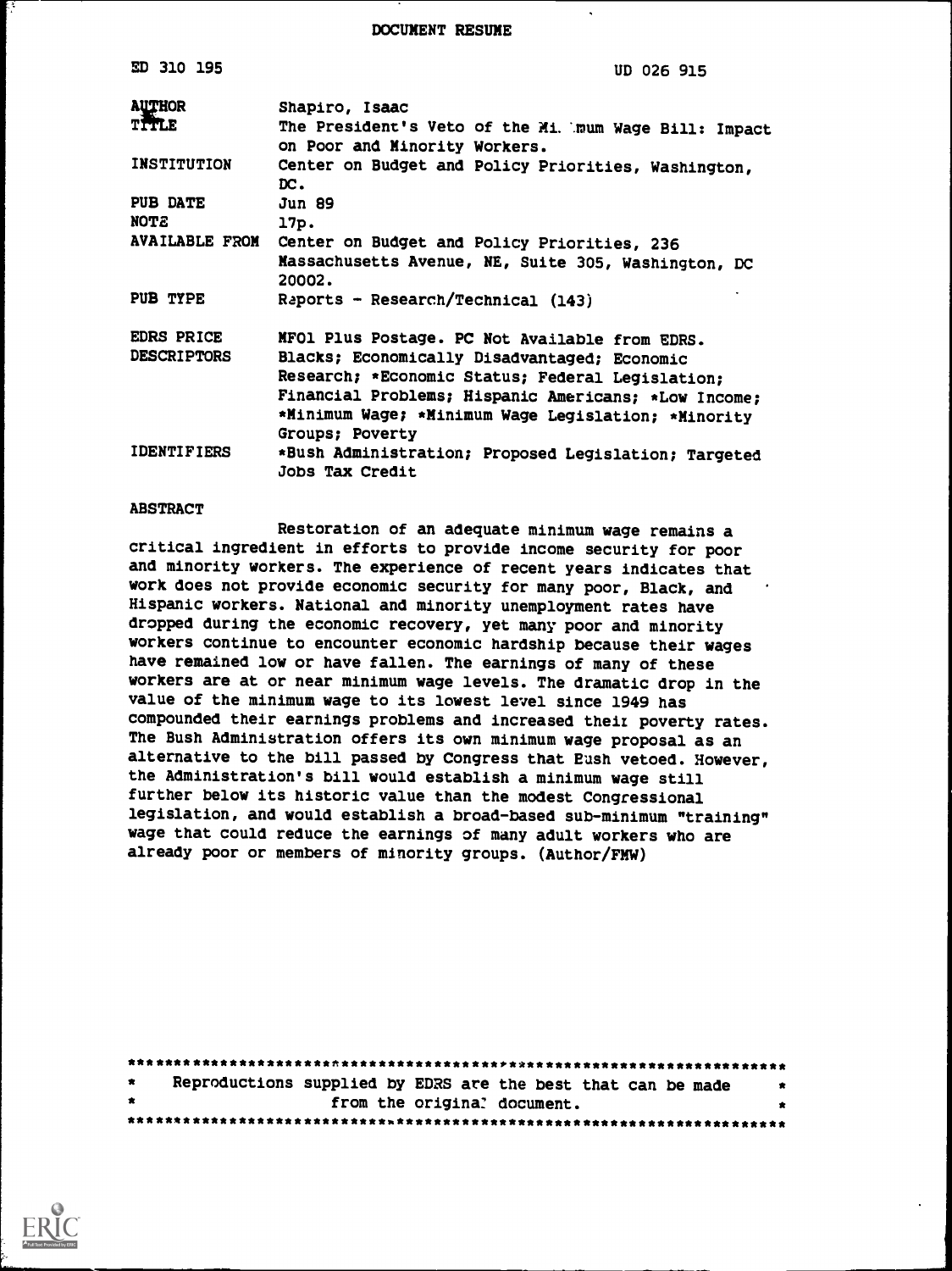# DOCUMENT RESUME

| | |
|---|---|
| ED 310 195 | UD 026 915 |
| AUTHOR | Shapiro, Isaac |
| TITLE | The President's Veto of the Minimum Wage Bill: Impact on Poor and Minority Workers. |
| INSTITUTION | Center on Budget and Policy Priorities, Washington, DC. |
| PUB DATE | Jun 89 |
| NOTE | 17p. |
| AVAILABLE FROM | Center on Budget and Policy Priorities, 236 Massachusetts Avenue, NE, Suite 305, Washington, DC 20002. |
| PUB TYPE | Reports - Research/Technical (143) |
| EDRS PRICE | MF01 Plus Postage. PC Not Available from EDRS. |
| DESCRIPTORS | Blacks; Economically Disadvantaged; Economic Research; *Economic Status; Federal Legislation; Financial Problems; Hispanic Americans; *Low Income; *Minimum Wage; *Minimum Wage Legislation; *Minority Groups; Poverty |
| IDENTIFIERS | *Bush Administration; Proposed Legislation; Targeted Jobs Tax Credit |

## ABSTRACT

Restoration of an adequate minimum wage remains a critical ingredient in efforts to provide income security for poor and minority workers. The experience of recent years indicates that work does not provide economic security for many poor, Black, and Hispanic workers. National and minority unemployment rates have dropped during the economic recovery, yet many poor and minority workers continue to encounter economic hardship because their wages have remained low or have fallen. The earnings of many of these workers are at or near minimum wage levels. The dramatic drop in the value of the minimum wage to its lowest level since 1949 has compounded their earnings problems and increased their poverty rates. The Bush Administration offers its own minimum wage proposal as an alternative to the bill passed by Congress that Bush vetoed. However, the Administration's bill would establish a minimum wage still further below its historic value than the modest Congressional legislation, and would establish a broad-based sub-minimum "training" wage that could reduce the earnings of many adult workers who are already poor or members of minority groups. (Author/FMW)

***********************************************************************
* Reproductions supplied by EDRS are the best that can be made *
* from the original document. *
***********************************************************************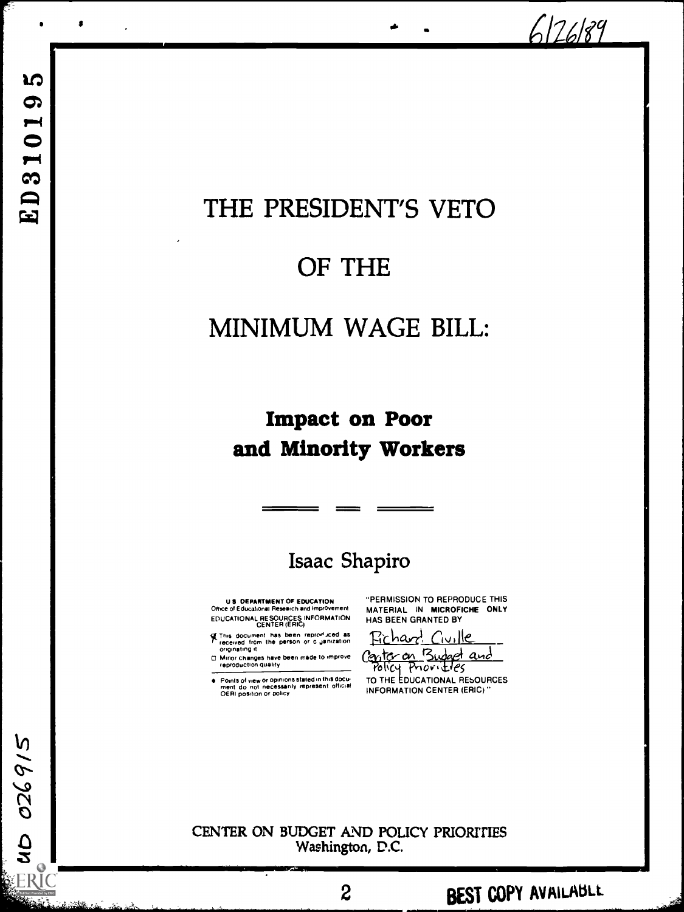# THE PRESIDENT'S VETO

# OF THE

# MINIMUM WAGE BILL:

## Impact on Poor and Minority Workers

Isaac Shapiro

U S DEPARTMENT OF EDUCATION
Office of Educational Research and Improvement
EDUCATIONAL RESOURCES INFORMATION CENTER (ERIC)

- This document has been reproduced as received from the person or organization originating it
- Minor changes have been made to improve reproduction quality
- Points of view or opinions stated in this document do not necessarily represent official OERI position or policy

"PERMISSION TO REPRODUCE THIS MATERIAL IN MICROFICHE ONLY HAS BEEN GRANTED BY

Richard Civille
Center on Budget and Policy Priorities

TO THE EDUCATIONAL RESOURCES INFORMATION CENTER (ERIC)"

CENTER ON BUDGET AND POLICY PRIORITIES
Washington, D.C.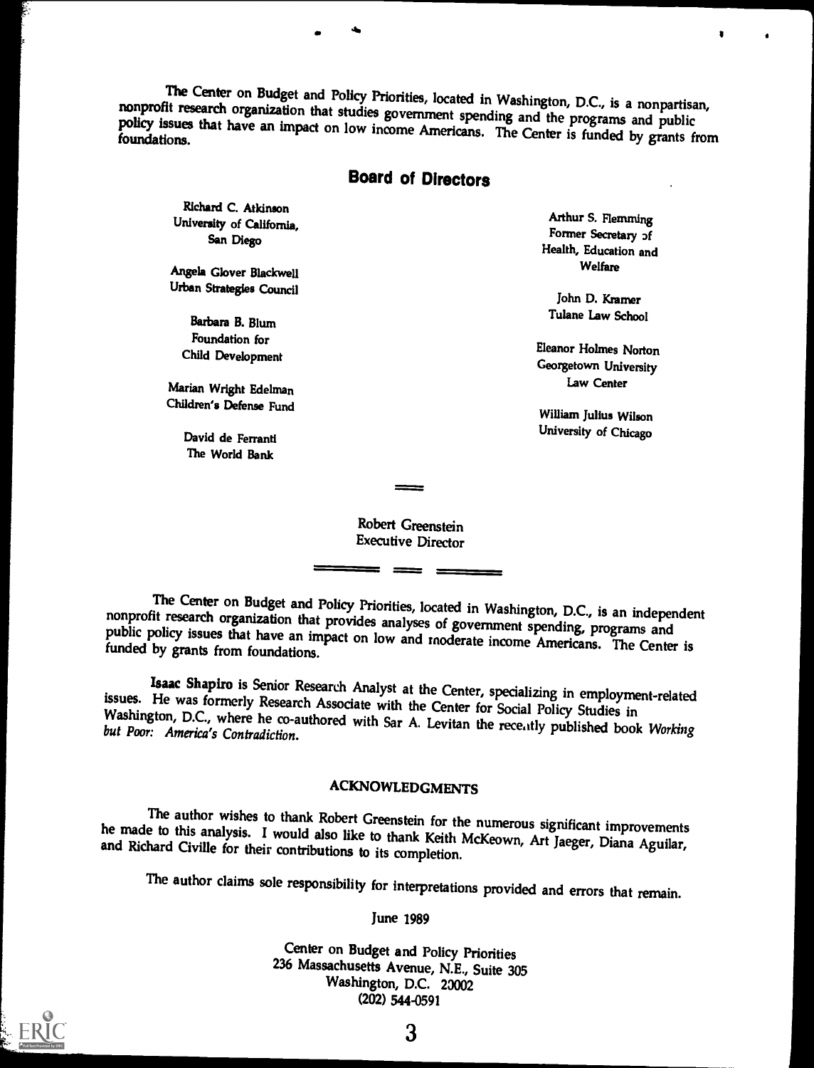The Center on Budget and Policy Priorities, located in Washington, D.C., is a nonpartisan, nonprofit research organization that studies government spending and the programs and public policy issues that have an impact on low income Americans. The Center is funded by grants from foundations.

## Board of Directors

Richard C. Atkinson
University of California, San Diego

Angela Glover Blackwell
Urban Strategies Council

Barbara B. Blum
Foundation for Child Development

Marian Wright Edelman
Children's Defense Fund

David de Ferranti
The World Bank

Arthur S. Flemming
Former Secretary of Health, Education and Welfare

John D. Kramer
Tulane Law School

Eleanor Holmes Norton
Georgetown University Law Center

William Julius Wilson
University of Chicago

Robert Greenstein
Executive Director

The Center on Budget and Policy Priorities, located in Washington, D.C., is an independent nonprofit research organization that provides analyses of government spending, programs and public policy issues that have an impact on low and moderate income Americans. The Center is funded by grants from foundations.

**Isaac Shapiro** is Senior Research Analyst at the Center, specializing in employment-related issues. He was formerly Research Associate with the Center for Social Policy Studies in Washington, D.C., where he co-authored with Sar A. Levitan the recently published book *Working but Poor: America's Contradiction.*

### ACKNOWLEDGMENTS

The author wishes to thank Robert Greenstein for the numerous significant improvements he made to this analysis. I would also like to thank Keith McKeown, Art Jaeger, Diana Aguilar, and Richard Civille for their contributions to its completion.

The author claims sole responsibility for interpretations provided and errors that remain.

June 1989

Center on Budget and Policy Priorities
236 Massachusetts Avenue, N.E., Suite 305
Washington, D.C. 20002
(202) 544-0591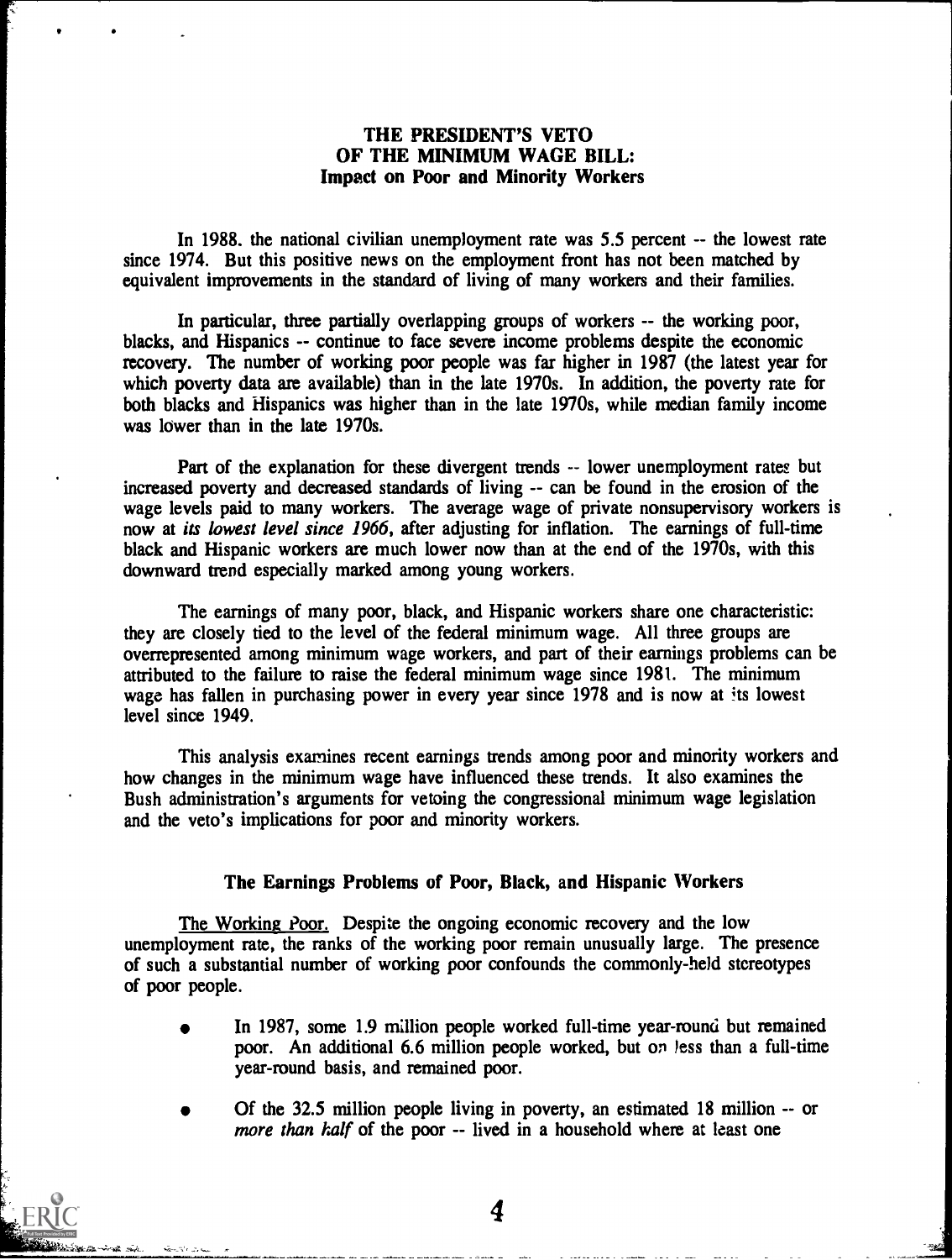# THE PRESIDENT'S VETO OF THE MINIMUM WAGE BILL: Impact on Poor and Minority Workers

In 1988, the national civilian unemployment rate was 5.5 percent -- the lowest rate since 1974. But this positive news on the employment front has not been matched by equivalent improvements in the standard of living of many workers and their families.

In particular, three partially overlapping groups of workers -- the working poor, blacks, and Hispanics -- continue to face severe income problems despite the economic recovery. The number of working poor people was far higher in 1987 (the latest year for which poverty data are available) than in the late 1970s. In addition, the poverty rate for both blacks and Hispanics was higher than in the late 1970s, while median family income was lower than in the late 1970s.

Part of the explanation for these divergent trends -- lower unemployment rates but increased poverty and decreased standards of living -- can be found in the erosion of the wage levels paid to many workers. The average wage of private nonsupervisory workers is now at *its lowest level since 1966*, after adjusting for inflation. The earnings of full-time black and Hispanic workers are much lower now than at the end of the 1970s, with this downward trend especially marked among young workers.

The earnings of many poor, black, and Hispanic workers share one characteristic: they are closely tied to the level of the federal minimum wage. All three groups are overrepresented among minimum wage workers, and part of their earnings problems can be attributed to the failure to raise the federal minimum wage since 1981. The minimum wage has fallen in purchasing power in every year since 1978 and is now at its lowest level since 1949.

This analysis examines recent earnings trends among poor and minority workers and how changes in the minimum wage have influenced these trends. It also examines the Bush administration's arguments for vetoing the congressional minimum wage legislation and the veto's implications for poor and minority workers.

## The Earnings Problems of Poor, Black, and Hispanic Workers

The Working Poor. Despite the ongoing economic recovery and the low unemployment rate, the ranks of the working poor remain unusually large. The presence of such a substantial number of working poor confounds the commonly-held stereotypes of poor people.

- In 1987, some 1.9 million people worked full-time year-round but remained poor. An additional 6.6 million people worked, but on less than a full-time year-round basis, and remained poor.
- Of the 32.5 million people living in poverty, an estimated 18 million -- or *more than half* of the poor -- lived in a household where at least one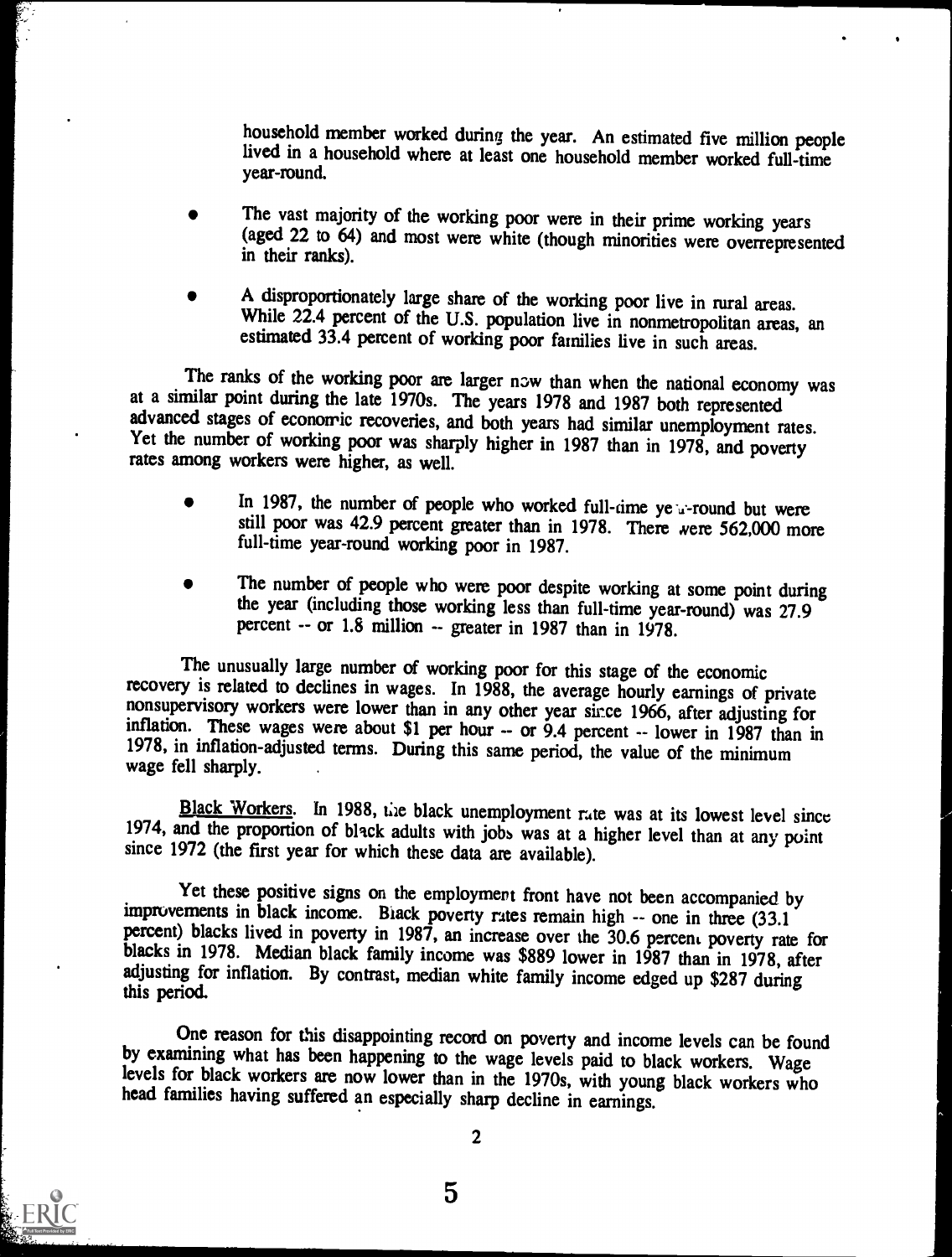household member worked during the year. An estimated five million people lived in a household where at least one household member worked full-time year-round.

- The vast majority of the working poor were in their prime working years (aged 22 to 64) and most were white (though minorities were overrepresented in their ranks).

- A disproportionately large share of the working poor live in rural areas. While 22.4 percent of the U.S. population live in nonmetropolitan areas, an estimated 33.4 percent of working poor families live in such areas.

The ranks of the working poor are larger now than when the national economy was at a similar point during the late 1970s. The years 1978 and 1987 both represented advanced stages of economic recoveries, and both years had similar unemployment rates. Yet the number of working poor was sharply higher in 1987 than in 1978, and poverty rates among workers were higher, as well.

- In 1987, the number of people who worked full-time year-round but were still poor was 42.9 percent greater than in 1978. There were 562,000 more full-time year-round working poor in 1987.

- The number of people who were poor despite working at some point during the year (including those working less than full-time year-round) was 27.9 percent -- or 1.8 million -- greater in 1987 than in 1978.

The unusually large number of working poor for this stage of the economic recovery is related to declines in wages. In 1988, the average hourly earnings of private nonsupervisory workers were lower than in any other year since 1966, after adjusting for inflation. These wages were about $1 per hour -- or 9.4 percent -- lower in 1987 than in 1978, in inflation-adjusted terms. During this same period, the value of the minimum wage fell sharply.

Black Workers. In 1988, the black unemployment rate was at its lowest level since 1974, and the proportion of black adults with jobs was at a higher level than at any point since 1972 (the first year for which these data are available).

Yet these positive signs on the employment front have not been accompanied by improvements in black income. Black poverty rates remain high -- one in three (33.1 percent) blacks lived in poverty in 1987, an increase over the 30.6 percent poverty rate for blacks in 1978. Median black family income was $889 lower in 1987 than in 1978, after adjusting for inflation. By contrast, median white family income edged up $287 during this period.

One reason for this disappointing record on poverty and income levels can be found by examining what has been happening to the wage levels paid to black workers. Wage levels for black workers are now lower than in the 1970s, with young black workers who head families having suffered an especially sharp decline in earnings.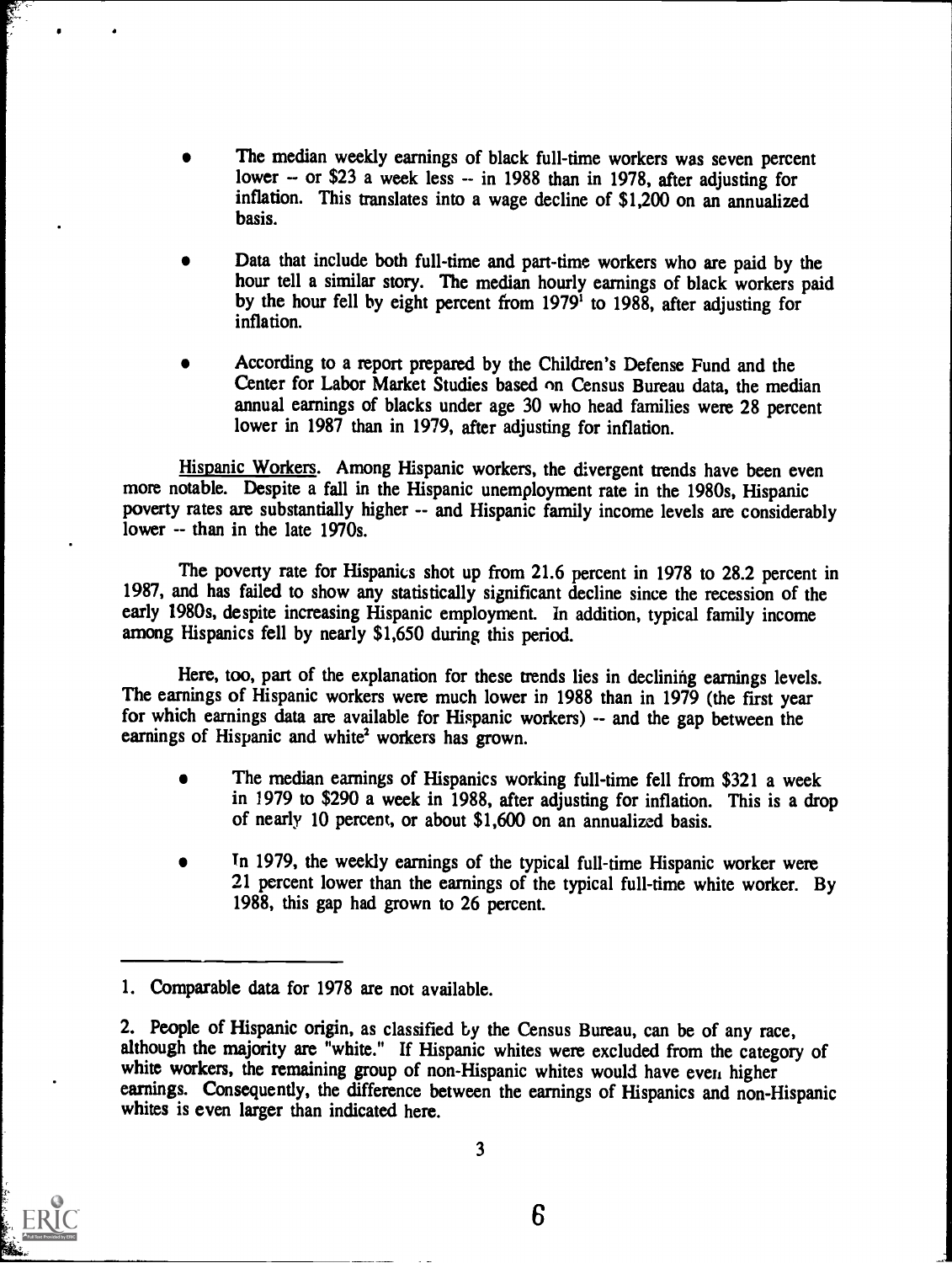- The median weekly earnings of black full-time workers was seven percent lower -- or $23 a week less -- in 1988 than in 1978, after adjusting for inflation. This translates into a wage decline of $1,200 on an annualized basis.

- Data that include both full-time and part-time workers who are paid by the hour tell a similar story. The median hourly earnings of black workers paid by the hour fell by eight percent from 1979[1] to 1988, after adjusting for inflation.

- According to a report prepared by the Children's Defense Fund and the Center for Labor Market Studies based on Census Bureau data, the median annual earnings of blacks under age 30 who head families were 28 percent lower in 1987 than in 1979, after adjusting for inflation.

Hispanic Workers. Among Hispanic workers, the divergent trends have been even more notable. Despite a fall in the Hispanic unemployment rate in the 1980s, Hispanic poverty rates are substantially higher -- and Hispanic family income levels are considerably lower -- than in the late 1970s.

The poverty rate for Hispanics shot up from 21.6 percent in 1978 to 28.2 percent in 1987, and has failed to show any statistically significant decline since the recession of the early 1980s, despite increasing Hispanic employment. In addition, typical family income among Hispanics fell by nearly $1,650 during this period.

Here, too, part of the explanation for these trends lies in declining earnings levels. The earnings of Hispanic workers were much lower in 1988 than in 1979 (the first year for which earnings data are available for Hispanic workers) -- and the gap between the earnings of Hispanic and white[2] workers has grown.

- The median earnings of Hispanics working full-time fell from $321 a week in 1979 to $290 a week in 1988, after adjusting for inflation. This is a drop of nearly 10 percent, or about $1,600 on an annualized basis.

- In 1979, the weekly earnings of the typical full-time Hispanic worker were 21 percent lower than the earnings of the typical full-time white worker. By 1988, this gap had grown to 26 percent.

---

1. Comparable data for 1978 are not available.

2. People of Hispanic origin, as classified by the Census Bureau, can be of any race, although the majority are "white." If Hispanic whites were excluded from the category of white workers, the remaining group of non-Hispanic whites would have even higher earnings. Consequently, the difference between the earnings of Hispanics and non-Hispanic whites is even larger than indicated here.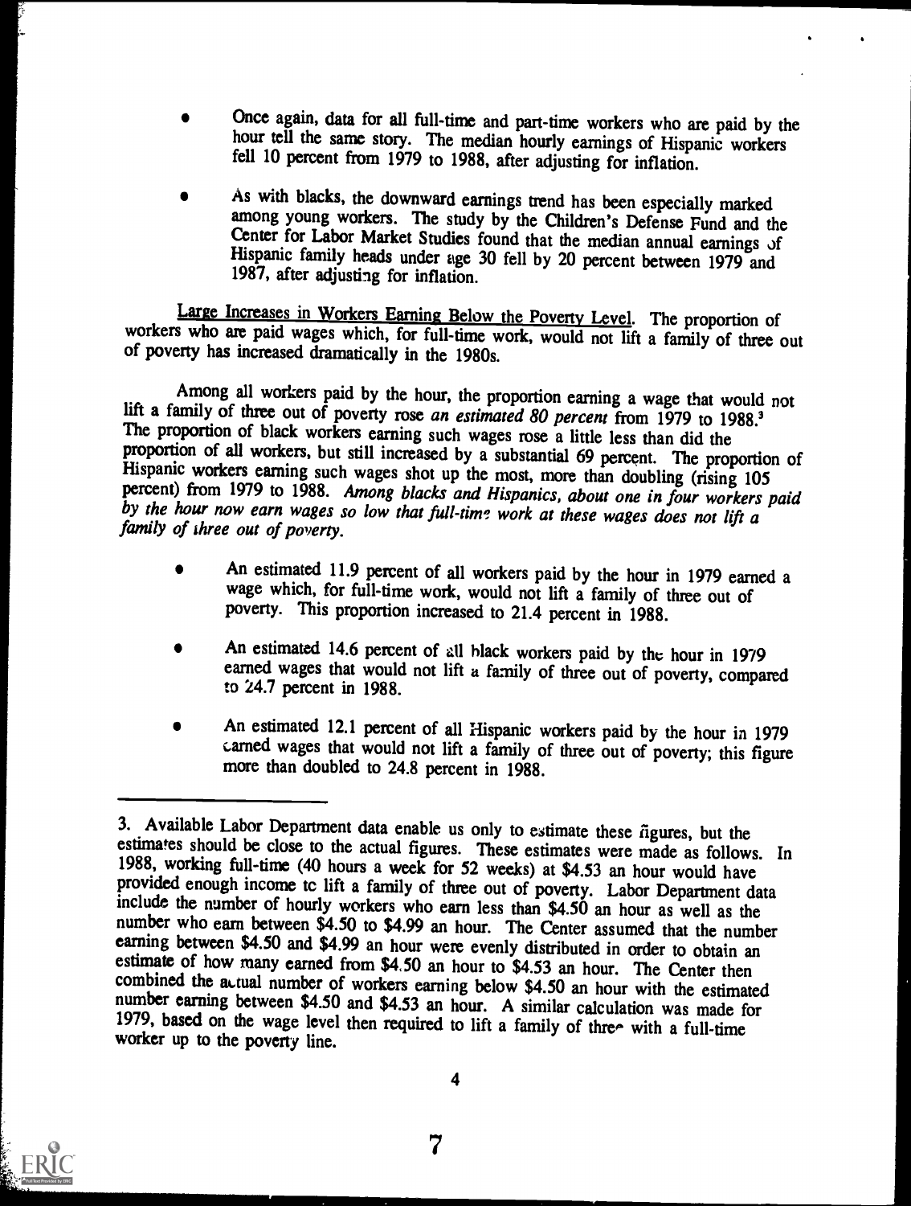- Once again, data for all full-time and part-time workers who are paid by the hour tell the same story. The median hourly earnings of Hispanic workers fell 10 percent from 1979 to 1988, after adjusting for inflation.

- As with blacks, the downward earnings trend has been especially marked among young workers. The study by the Children's Defense Fund and the Center for Labor Market Studies found that the median annual earnings of Hispanic family heads under age 30 fell by 20 percent between 1979 and 1987, after adjusting for inflation.

Large Increases in Workers Earning Below the Poverty Level. The proportion of workers who are paid wages which, for full-time work, would not lift a family of three out of poverty has increased dramatically in the 1980s.

Among all workers paid by the hour, the proportion earning a wage that would not lift a family of three out of poverty rose *an estimated 80 percent* from 1979 to 1988.[3] The proportion of black workers earning such wages rose a little less than did the proportion of all workers, but still increased by a substantial 69 percent. The proportion of Hispanic workers earning such wages shot up the most, more than doubling (rising 105 percent) from 1979 to 1988. *Among blacks and Hispanics, about one in four workers paid by the hour now earn wages so low that full-time work at these wages does not lift a family of three out of poverty.*

- An estimated 11.9 percent of all workers paid by the hour in 1979 earned a wage which, for full-time work, would not lift a family of three out of poverty. This proportion increased to 21.4 percent in 1988.

- An estimated 14.6 percent of all black workers paid by the hour in 1979 earned wages that would not lift a family of three out of poverty, compared to 24.7 percent in 1988.

- An estimated 12.1 percent of all Hispanic workers paid by the hour in 1979 earned wages that would not lift a family of three out of poverty; this figure more than doubled to 24.8 percent in 1988.

---

3. Available Labor Department data enable us only to estimate these figures, but the estimates should be close to the actual figures. These estimates were made as follows. In 1988, working full-time (40 hours a week for 52 weeks) at $4.53 an hour would have provided enough income to lift a family of three out of poverty. Labor Department data include the number of hourly workers who earn less than $4.50 an hour as well as the number who earn between $4.50 to $4.99 an hour. The Center assumed that the number earning between $4.50 and $4.99 an hour were evenly distributed in order to obtain an estimate of how many earned from $4.50 an hour to $4.53 an hour. The Center then combined the actual number of workers earning below $4.50 an hour with the estimated number earning between $4.50 and $4.53 an hour. A similar calculation was made for 1979, based on the wage level then required to lift a family of three with a full-time worker up to the poverty line.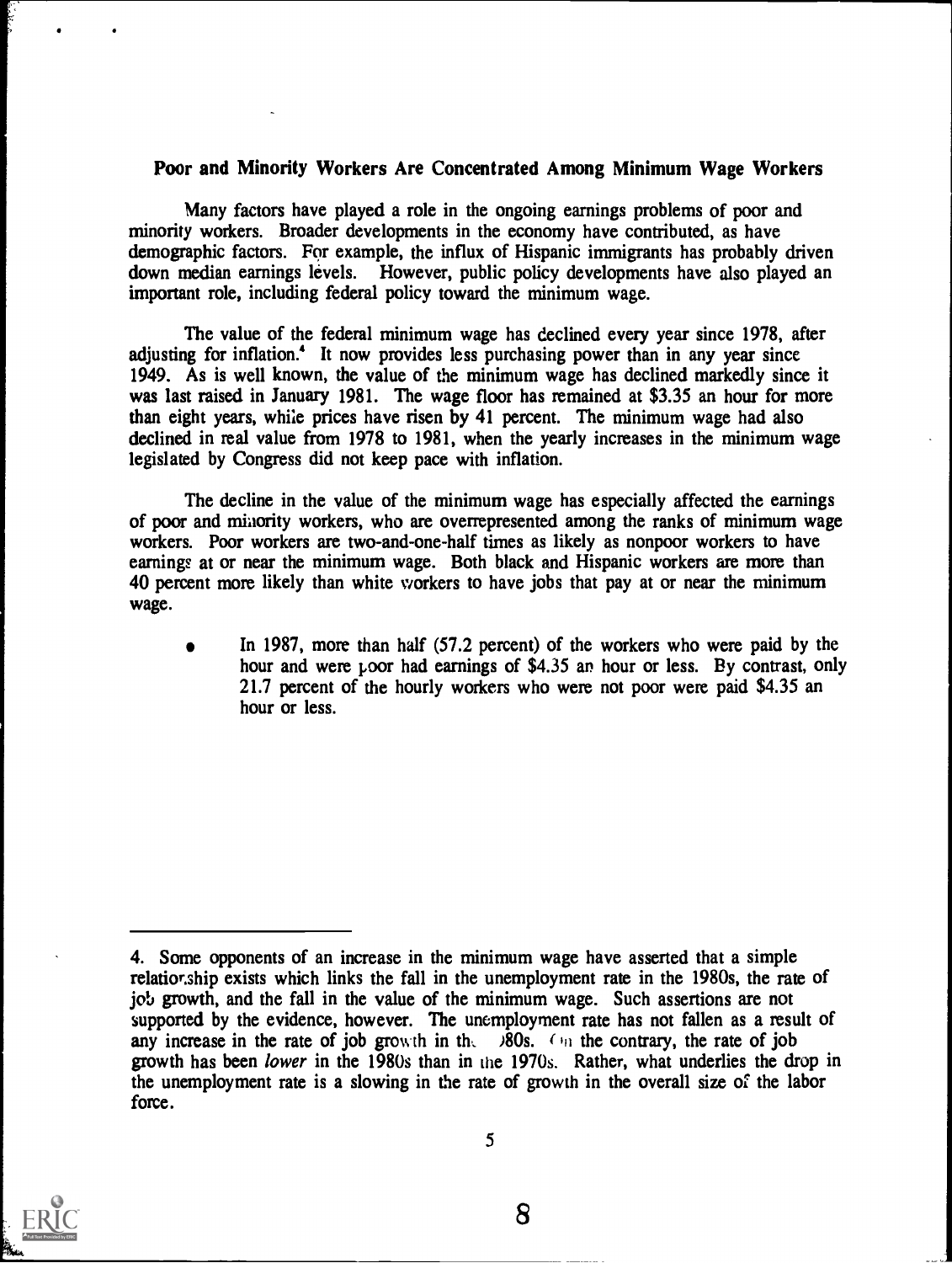## Poor and Minority Workers Are Concentrated Among Minimum Wage Workers

Many factors have played a role in the ongoing earnings problems of poor and minority workers. Broader developments in the economy have contributed, as have demographic factors. For example, the influx of Hispanic immigrants has probably driven down median earnings levels. However, public policy developments have also played an important role, including federal policy toward the minimum wage.

The value of the federal minimum wage has declined every year since 1978, after adjusting for inflation.[4] It now provides less purchasing power than in any year since 1949. As is well known, the value of the minimum wage has declined markedly since it was last raised in January 1981. The wage floor has remained at $3.35 an hour for more than eight years, while prices have risen by 41 percent. The minimum wage had also declined in real value from 1978 to 1981, when the yearly increases in the minimum wage legislated by Congress did not keep pace with inflation.

The decline in the value of the minimum wage has especially affected the earnings of poor and minority workers, who are overrepresented among the ranks of minimum wage workers. Poor workers are two-and-one-half times as likely as nonpoor workers to have earnings at or near the minimum wage. Both black and Hispanic workers are more than 40 percent more likely than white workers to have jobs that pay at or near the minimum wage.

- In 1987, more than half (57.2 percent) of the workers who were paid by the hour and were poor had earnings of $4.35 an hour or less. By contrast, only 21.7 percent of the hourly workers who were not poor were paid $4.35 an hour or less.

---

4. Some opponents of an increase in the minimum wage have asserted that a simple relationship exists which links the fall in the unemployment rate in the 1980s, the rate of job growth, and the fall in the value of the minimum wage. Such assertions are not supported by the evidence, however. The unemployment rate has not fallen as a result of any increase in the rate of job growth in the 1980s. On the contrary, the rate of job growth has been *lower* in the 1980s than in the 1970s. Rather, what underlies the drop in the unemployment rate is a slowing in the rate of growth in the overall size of the labor force.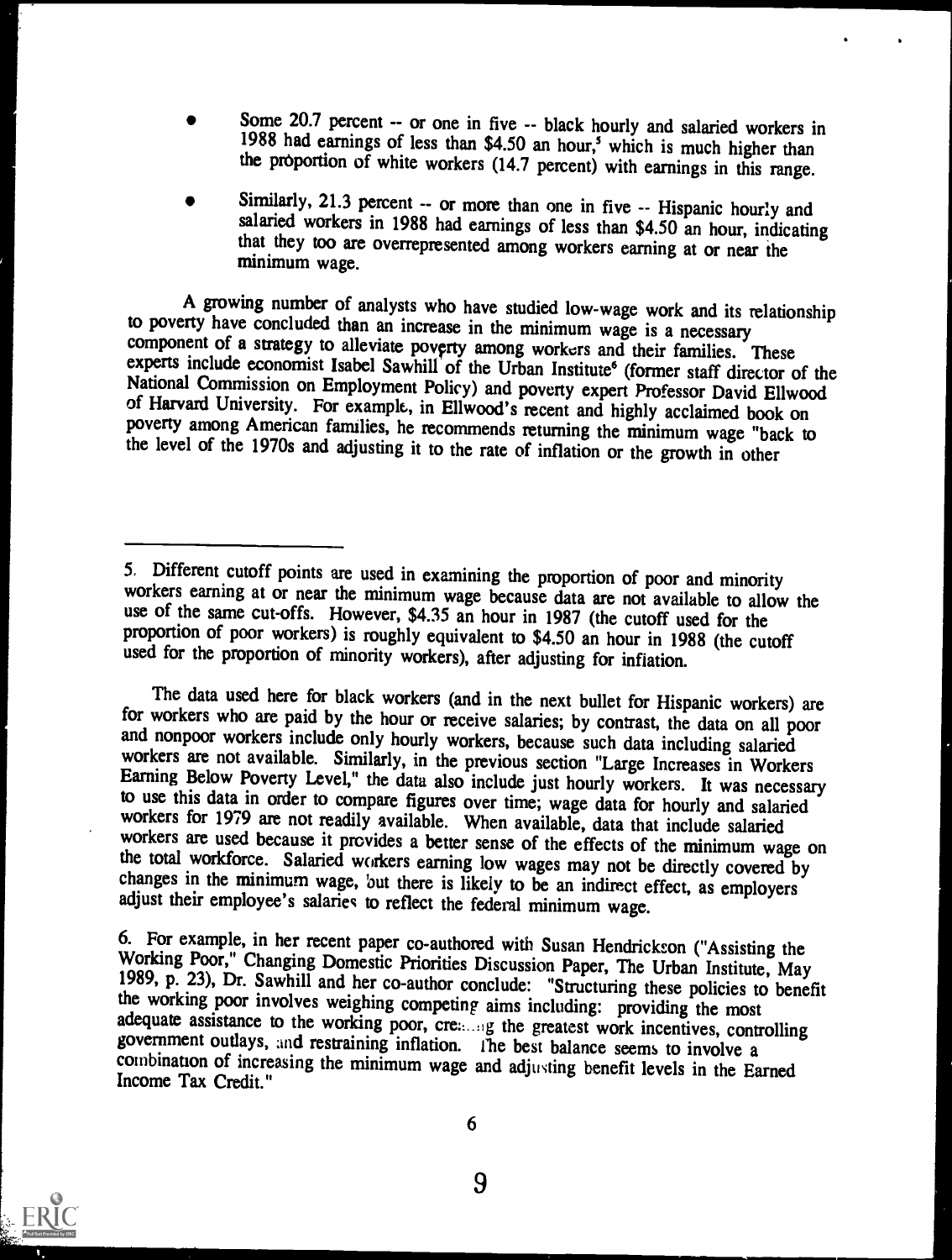- Some 20.7 percent -- or one in five -- black hourly and salaried workers in 1988 had earnings of less than $4.50 an hour,[5] which is much higher than the proportion of white workers (14.7 percent) with earnings in this range.

- Similarly, 21.3 percent -- or more than one in five -- Hispanic hourly and salaried workers in 1988 had earnings of less than $4.50 an hour, indicating that they too are overrepresented among workers earning at or near the minimum wage.

A growing number of analysts who have studied low-wage work and its relationship to poverty have concluded than an increase in the minimum wage is a necessary component of a strategy to alleviate poverty among workers and their families. These experts include economist Isabel Sawhill of the Urban Institute[6] (former staff director of the National Commission on Employment Policy) and poverty expert Professor David Ellwood of Harvard University. For example, in Ellwood's recent and highly acclaimed book on poverty among American families, he recommends returning the minimum wage "back to the level of the 1970s and adjusting it to the rate of inflation or the growth in other

---

5. Different cutoff points are used in examining the proportion of poor and minority workers earning at or near the minimum wage because data are not available to allow the use of the same cut-offs. However, $4.35 an hour in 1987 (the cutoff used for the proportion of poor workers) is roughly equivalent to $4.50 an hour in 1988 (the cutoff used for the proportion of minority workers), after adjusting for inflation.

The data used here for black workers (and in the next bullet for Hispanic workers) are for workers who are paid by the hour or receive salaries; by contrast, the data on all poor and nonpoor workers include only hourly workers, because such data including salaried workers are not available. Similarly, in the previous section "Large Increases in Workers Earning Below Poverty Level," the data also include just hourly workers. It was necessary to use this data in order to compare figures over time; wage data for hourly and salaried workers for 1979 are not readily available. When available, data that include salaried workers are used because it provides a better sense of the effects of the minimum wage on the total workforce. Salaried workers earning low wages may not be directly covered by changes in the minimum wage, but there is likely to be an indirect effect, as employers adjust their employee's salaries to reflect the federal minimum wage.

6. For example, in her recent paper co-authored with Susan Hendrickson ("Assisting the Working Poor," Changing Domestic Priorities Discussion Paper, The Urban Institute, May 1989, p. 23), Dr. Sawhill and her co-author conclude: "Structuring these policies to benefit the working poor involves weighing competing aims including: providing the most adequate assistance to the working poor, creating the greatest work incentives, controlling government outlays, and restraining inflation. The best balance seems to involve a combination of increasing the minimum wage and adjusting benefit levels in the Earned Income Tax Credit."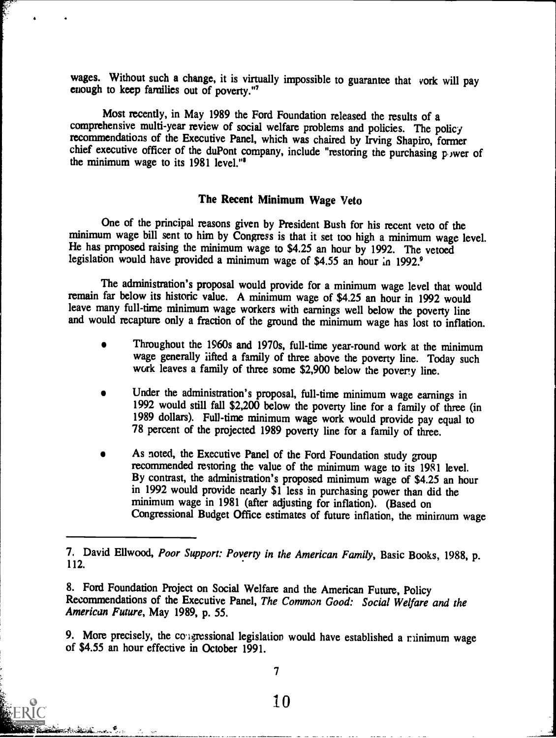wages. Without such a change, it is virtually impossible to guarantee that work will pay enough to keep families out of poverty."[7]

Most recently, in May 1989 the Ford Foundation released the results of a comprehensive multi-year review of social welfare problems and policies. The policy recommendations of the Executive Panel, which was chaired by Irving Shapiro, former chief executive officer of the duPont company, include "restoring the purchasing power of the minimum wage to its 1981 level."[8]

## The Recent Minimum Wage Veto

One of the principal reasons given by President Bush for his recent veto of the minimum wage bill sent to him by Congress is that it set too high a minimum wage level. He has proposed raising the minimum wage to $4.25 an hour by 1992. The vetoed legislation would have provided a minimum wage of $4.55 an hour in 1992.[9]

The administration's proposal would provide for a minimum wage level that would remain far below its historic value. A minimum wage of $4.25 an hour in 1992 would leave many full-time minimum wage workers with earnings well below the poverty line and would recapture only a fraction of the ground the minimum wage has lost to inflation.

- Throughout the 1960s and 1970s, full-time year-round work at the minimum wage generally lifted a family of three above the poverty line. Today such work leaves a family of three some $2,900 below the poverty line.

- Under the administration's proposal, full-time minimum wage earnings in 1992 would still fall $2,200 below the poverty line for a family of three (in 1989 dollars). Full-time minimum wage work would provide pay equal to 78 percent of the projected 1989 poverty line for a family of three.

- As noted, the Executive Panel of the Ford Foundation study group recommended restoring the value of the minimum wage to its 1981 level. By contrast, the administration's proposed minimum wage of $4.25 an hour in 1992 would provide nearly $1 less in purchasing power than did the minimum wage in 1981 (after adjusting for inflation). (Based on Congressional Budget Office estimates of future inflation, the minimum wage

---

7. David Ellwood, *Poor Support: Poverty in the American Family*, Basic Books, 1988, p. 112.

8. Ford Foundation Project on Social Welfare and the American Future, Policy Recommendations of the Executive Panel, *The Common Good: Social Welfare and the American Future*, May 1989, p. 55.

9. More precisely, the congressional legislation would have established a minimum wage of $4.55 an hour effective in October 1991.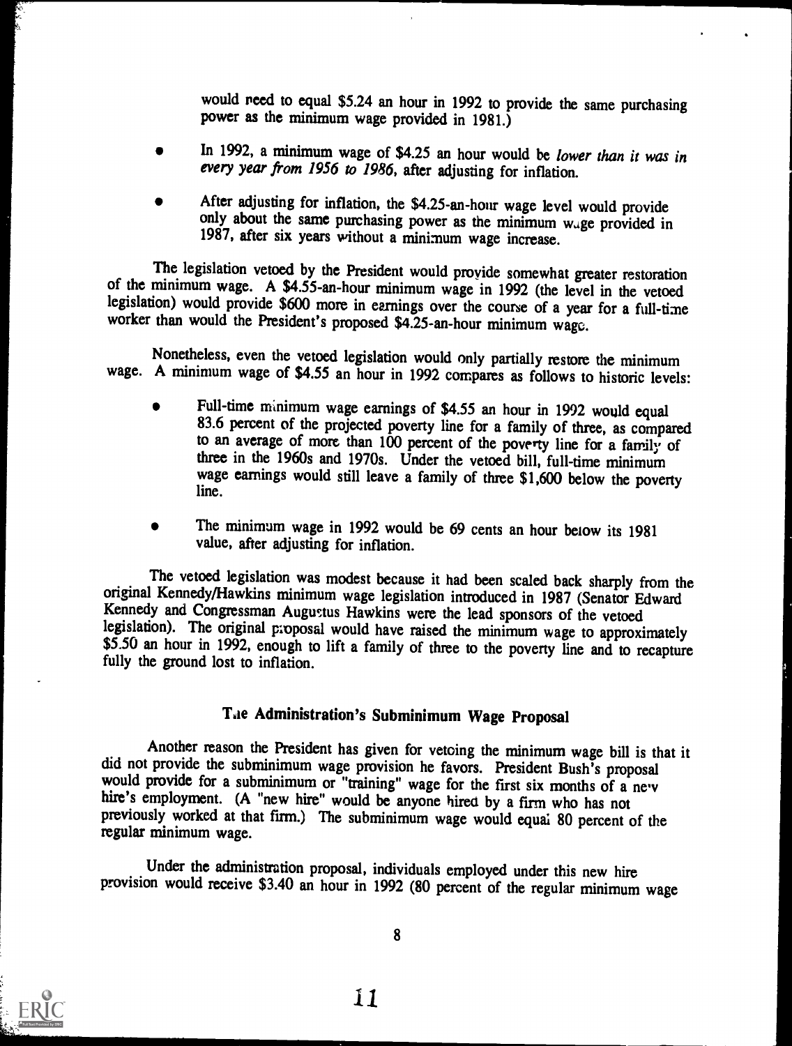would need to equal $5.24 an hour in 1992 to provide the same purchasing power as the minimum wage provided in 1981.)

- In 1992, a minimum wage of $4.25 an hour would be *lower than it was in every year from 1956 to 1986*, after adjusting for inflation.

- After adjusting for inflation, the $4.25-an-hour wage level would provide only about the same purchasing power as the minimum wage provided in 1987, after six years without a minimum wage increase.

The legislation vetoed by the President would provide somewhat greater restoration of the minimum wage. A $4.55-an-hour minimum wage in 1992 (the level in the vetoed legislation) would provide $600 more in earnings over the course of a year for a full-time worker than would the President's proposed $4.25-an-hour minimum wage.

Nonetheless, even the vetoed legislation would only partially restore the minimum wage. A minimum wage of $4.55 an hour in 1992 compares as follows to historic levels:

- Full-time minimum wage earnings of $4.55 an hour in 1992 would equal 83.6 percent of the projected poverty line for a family of three, as compared to an average of more than 100 percent of the poverty line for a family of three in the 1960s and 1970s. Under the vetoed bill, full-time minimum wage earnings would still leave a family of three $1,600 below the poverty line.

- The minimum wage in 1992 would be 69 cents an hour below its 1981 value, after adjusting for inflation.

The vetoed legislation was modest because it had been scaled back sharply from the original Kennedy/Hawkins minimum wage legislation introduced in 1987 (Senator Edward Kennedy and Congressman Augustus Hawkins were the lead sponsors of the vetoed legislation). The original proposal would have raised the minimum wage to approximately $5.50 an hour in 1992, enough to lift a family of three to the poverty line and to recapture fully the ground lost to inflation.

## The Administration's Subminimum Wage Proposal

Another reason the President has given for vetoing the minimum wage bill is that it did not provide the subminimum wage provision he favors. President Bush's proposal would provide for a subminimum or "training" wage for the first six months of a new hire's employment. (A "new hire" would be anyone hired by a firm who has not previously worked at that firm.) The subminimum wage would equal 80 percent of the regular minimum wage.

Under the administration proposal, individuals employed under this new hire provision would receive $3.40 an hour in 1992 (80 percent of the regular minimum wage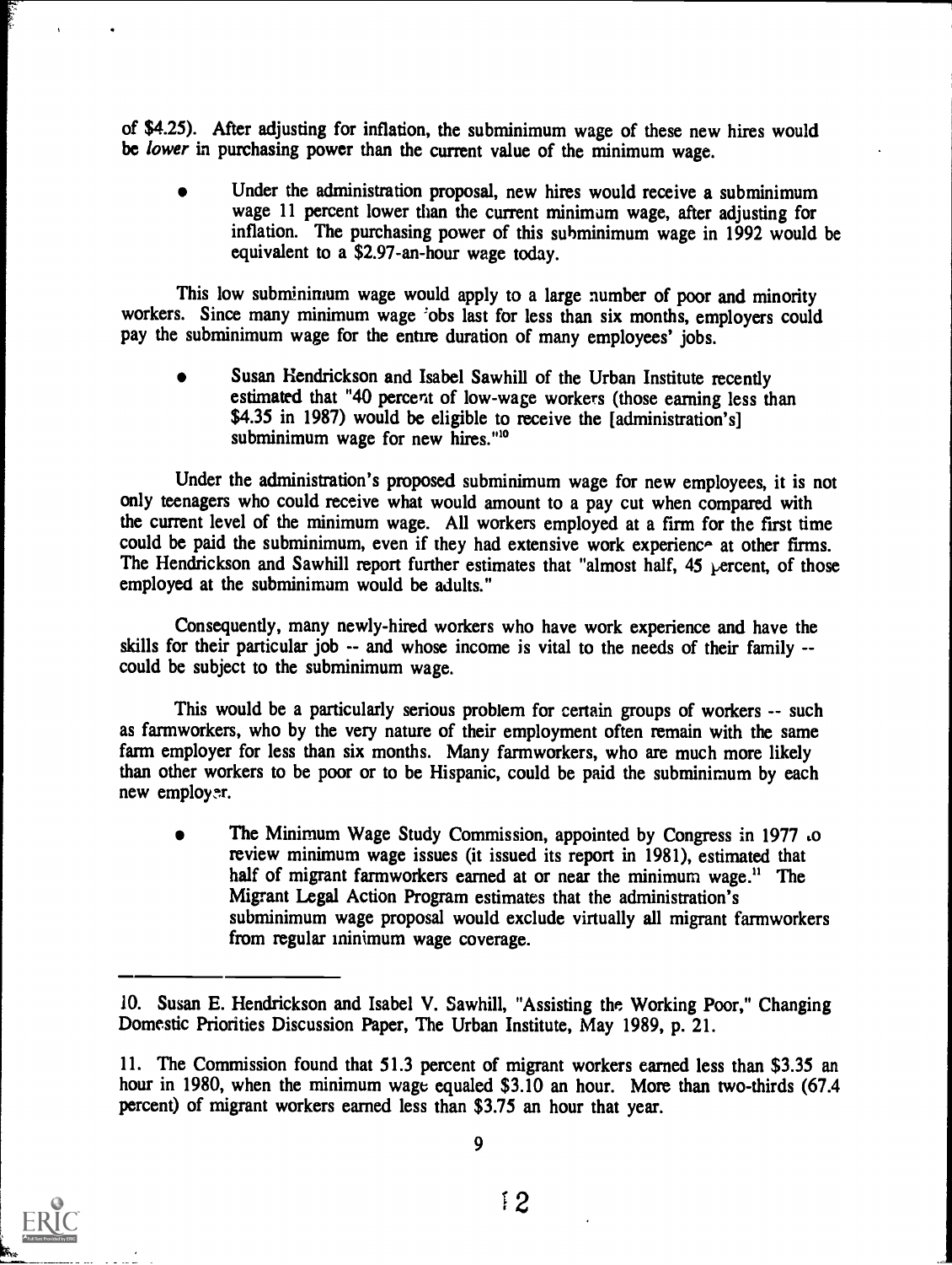of $4.25). After adjusting for inflation, the subminimum wage of these new hires would be *lower* in purchasing power than the current value of the minimum wage.

- Under the administration proposal, new hires would receive a subminimum wage 11 percent lower than the current minimum wage, after adjusting for inflation. The purchasing power of this subminimum wage in 1992 would be equivalent to a $2.97-an-hour wage today.

This low subminimum wage would apply to a large number of poor and minority workers. Since many minimum wage jobs last for less than six months, employers could pay the subminimum wage for the entire duration of many employees' jobs.

- Susan Hendrickson and Isabel Sawhill of the Urban Institute recently estimated that "40 percent of low-wage workers (those earning less than $4.35 in 1987) would be eligible to receive the [administration's] subminimum wage for new hires."[10]

Under the administration's proposed subminimum wage for new employees, it is not only teenagers who could receive what would amount to a pay cut when compared with the current level of the minimum wage. All workers employed at a firm for the first time could be paid the subminimum, even if they had extensive work experience at other firms. The Hendrickson and Sawhill report further estimates that "almost half, 45 percent, of those employed at the subminimum would be adults."

Consequently, many newly-hired workers who have work experience and have the skills for their particular job -- and whose income is vital to the needs of their family -- could be subject to the subminimum wage.

This would be a particularly serious problem for certain groups of workers -- such as farmworkers, who by the very nature of their employment often remain with the same farm employer for less than six months. Many farmworkers, who are much more likely than other workers to be poor or to be Hispanic, could be paid the subminimum by each new employer.

- The Minimum Wage Study Commission, appointed by Congress in 1977 to review minimum wage issues (it issued its report in 1981), estimated that half of migrant farmworkers earned at or near the minimum wage.[11] The Migrant Legal Action Program estimates that the administration's subminimum wage proposal would exclude virtually all migrant farmworkers from regular minimum wage coverage.

---

10. Susan E. Hendrickson and Isabel V. Sawhill, "Assisting the Working Poor," Changing Domestic Priorities Discussion Paper, The Urban Institute, May 1989, p. 21.

11. The Commission found that 51.3 percent of migrant workers earned less than $3.35 an hour in 1980, when the minimum wage equaled $3.10 an hour. More than two-thirds (67.4 percent) of migrant workers earned less than $3.75 an hour that year.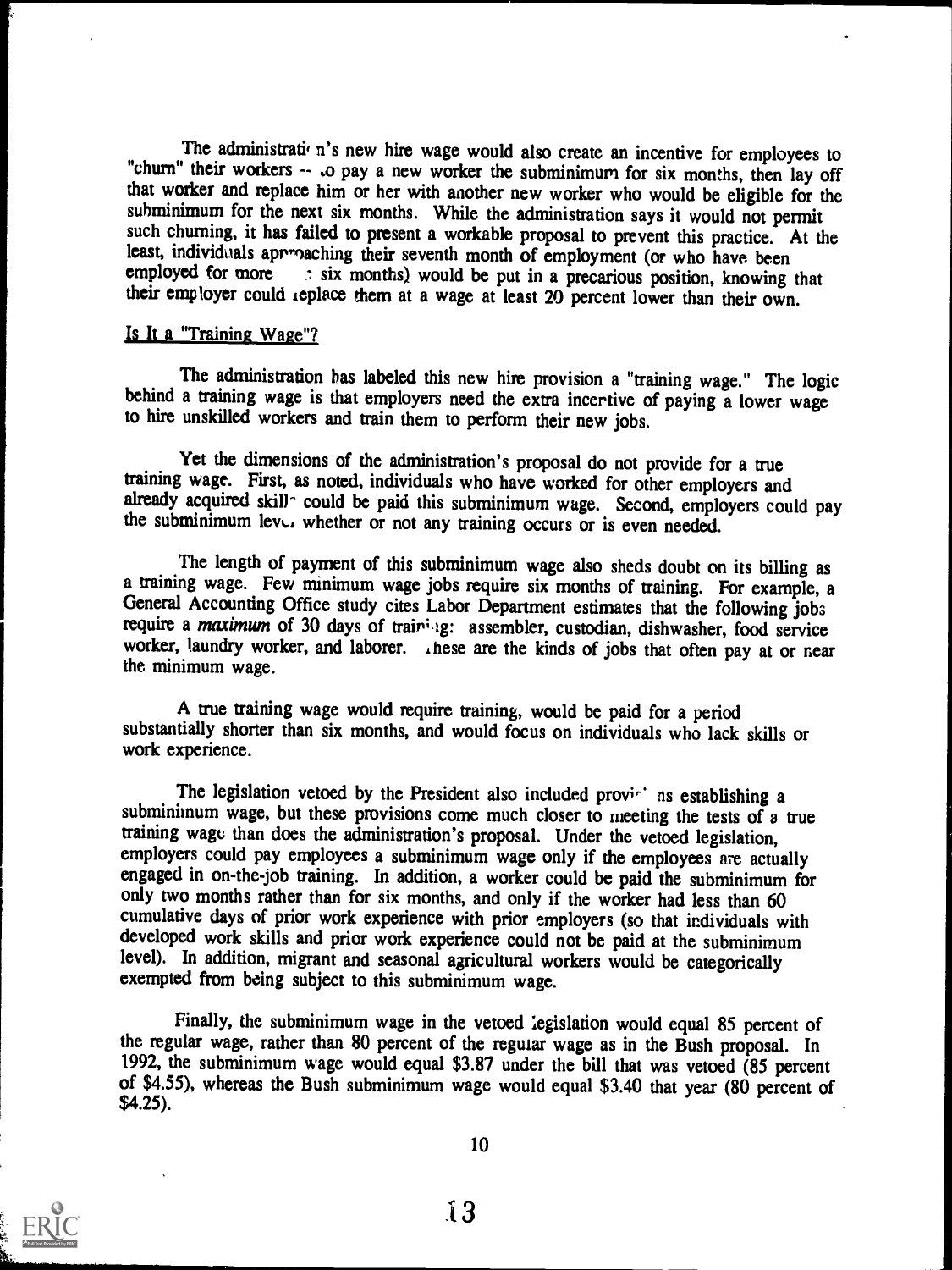The administration's new hire wage would also create an incentive for employees to "churn" their workers -- to pay a new worker the subminimum for six months, then lay off that worker and replace him or her with another new worker who would be eligible for the subminimum for the next six months. While the administration says it would not permit such churning, it has failed to present a workable proposal to prevent this practice. At the least, individuals approaching their seventh month of employment (or who have been employed for more than six months) would be put in a precarious position, knowing that their employer could replace them at a wage at least 20 percent lower than their own.

## Is It a "Training Wage"?

The administration has labeled this new hire provision a "training wage." The logic behind a training wage is that employers need the extra incentive of paying a lower wage to hire unskilled workers and train them to perform their new jobs.

Yet the dimensions of the administration's proposal do not provide for a true training wage. First, as noted, individuals who have worked for other employers and already acquired skills could be paid this subminimum wage. Second, employers could pay the subminimum level whether or not any training occurs or is even needed.

The length of payment of this subminimum wage also sheds doubt on its billing as a training wage. Few minimum wage jobs require six months of training. For example, a General Accounting Office study cites Labor Department estimates that the following jobs require a *maximum* of 30 days of training: assembler, custodian, dishwasher, food service worker, laundry worker, and laborer. These are the kinds of jobs that often pay at or near the minimum wage.

A true training wage would require training, would be paid for a period substantially shorter than six months, and would focus on individuals who lack skills or work experience.

The legislation vetoed by the President also included provisions establishing a subminimum wage, but these provisions come much closer to meeting the tests of a true training wage than does the administration's proposal. Under the vetoed legislation, employers could pay employees a subminimum wage only if the employees are actually engaged in on-the-job training. In addition, a worker could be paid the subminimum for only two months rather than for six months, and only if the worker had less than 60 cumulative days of prior work experience with prior employers (so that individuals with developed work skills and prior work experience could not be paid at the subminimum level). In addition, migrant and seasonal agricultural workers would be categorically exempted from being subject to this subminimum wage.

Finally, the subminimum wage in the vetoed legislation would equal 85 percent of the regular wage, rather than 80 percent of the regular wage as in the Bush proposal. In 1992, the subminimum wage would equal $3.87 under the bill that was vetoed (85 percent of $4.55), whereas the Bush subminimum wage would equal $3.40 that year (80 percent of $4.25).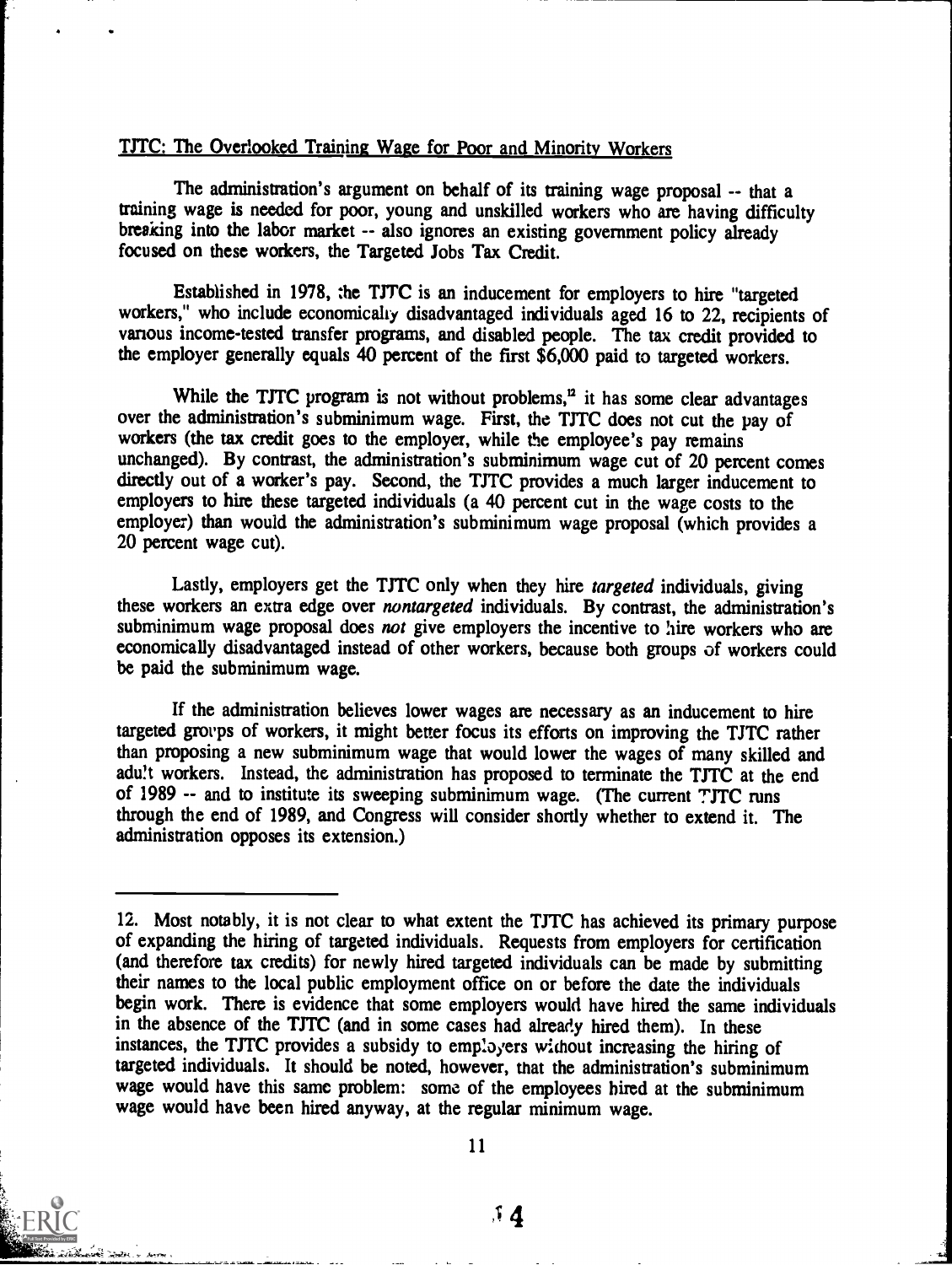## TJTC: The Overlooked Training Wage for Poor and Minority Workers

The administration's argument on behalf of its training wage proposal -- that a training wage is needed for poor, young and unskilled workers who are having difficulty breaking into the labor market -- also ignores an existing government policy already focused on these workers, the Targeted Jobs Tax Credit.

Established in 1978, the TJTC is an inducement for employers to hire "targeted workers," who include economically disadvantaged individuals aged 16 to 22, recipients of various income-tested transfer programs, and disabled people. The tax credit provided to the employer generally equals 40 percent of the first $6,000 paid to targeted workers.

While the TJTC program is not without problems,[12] it has some clear advantages over the administration's subminimum wage. First, the TJTC does not cut the pay of workers (the tax credit goes to the employer, while the employee's pay remains unchanged). By contrast, the administration's subminimum wage cut of 20 percent comes directly out of a worker's pay. Second, the TJTC provides a much larger inducement to employers to hire these targeted individuals (a 40 percent cut in the wage costs to the employer) than would the administration's subminimum wage proposal (which provides a 20 percent wage cut).

Lastly, employers get the TJTC only when they hire *targeted* individuals, giving these workers an extra edge over *nontargeted* individuals. By contrast, the administration's subminimum wage proposal does *not* give employers the incentive to hire workers who are economically disadvantaged instead of other workers, because both groups of workers could be paid the subminimum wage.

If the administration believes lower wages are necessary as an inducement to hire targeted groups of workers, it might better focus its efforts on improving the TJTC rather than proposing a new subminimum wage that would lower the wages of many skilled and adult workers. Instead, the administration has proposed to terminate the TJTC at the end of 1989 -- and to institute its sweeping subminimum wage. (The current TJTC runs through the end of 1989, and Congress will consider shortly whether to extend it. The administration opposes its extension.)

---

12. Most notably, it is not clear to what extent the TJTC has achieved its primary purpose of expanding the hiring of targeted individuals. Requests from employers for certification (and therefore tax credits) for newly hired targeted individuals can be made by submitting their names to the local public employment office on or before the date the individuals begin work. There is evidence that some employers would have hired the same individuals in the absence of the TJTC (and in some cases had already hired them). In these instances, the TJTC provides a subsidy to employers without increasing the hiring of targeted individuals. It should be noted, however, that the administration's subminimum wage would have this same problem: some of the employees hired at the subminimum wage would have been hired anyway, at the regular minimum wage.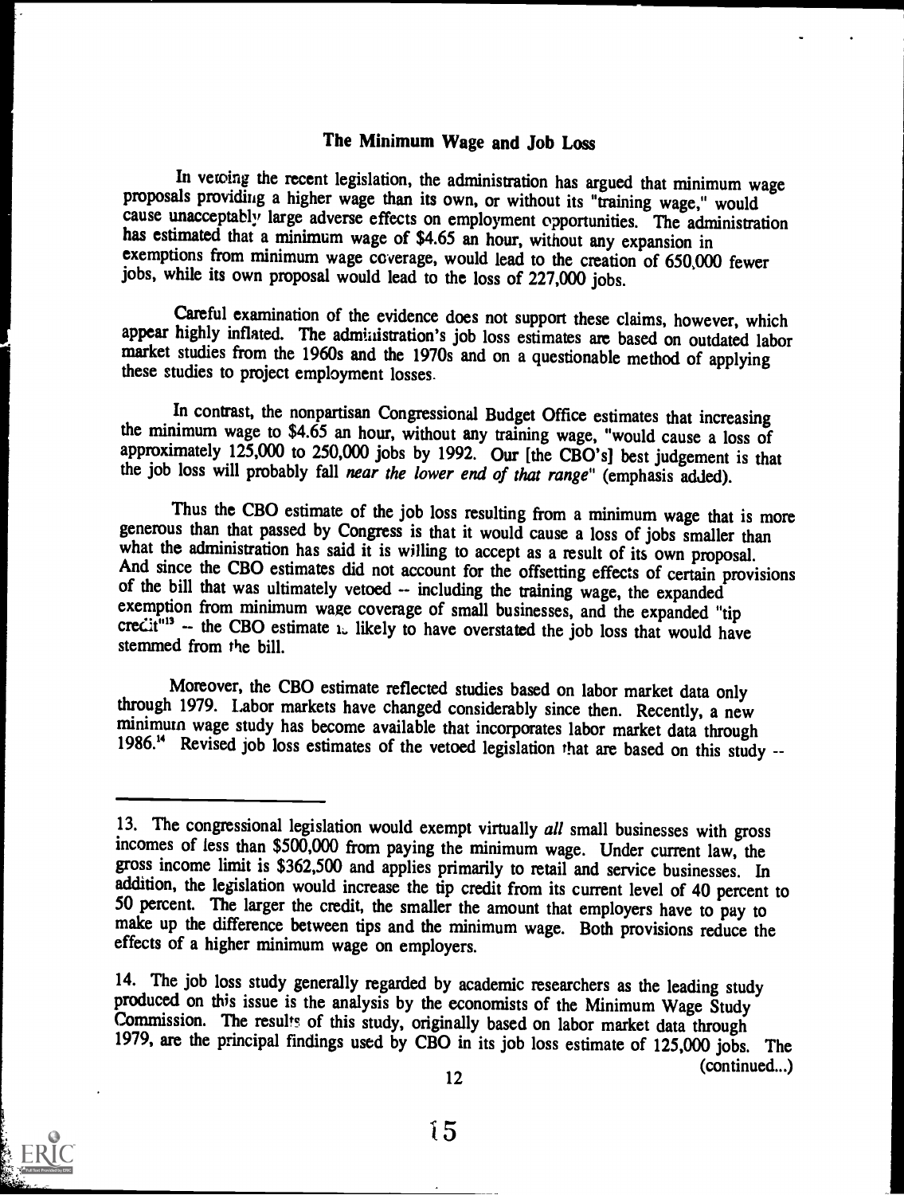## The Minimum Wage and Job Loss

In vetoing the recent legislation, the administration has argued that minimum wage proposals providing a higher wage than its own, or without its "training wage," would cause unacceptably large adverse effects on employment opportunities. The administration has estimated that a minimum wage of $4.65 an hour, without any expansion in exemptions from minimum wage coverage, would lead to the creation of 650,000 fewer jobs, while its own proposal would lead to the loss of 227,000 jobs.

Careful examination of the evidence does not support these claims, however, which appear highly inflated. The administration's job loss estimates are based on outdated labor market studies from the 1960s and the 1970s and on a questionable method of applying these studies to project employment losses.

In contrast, the nonpartisan Congressional Budget Office estimates that increasing the minimum wage to $4.65 an hour, without any training wage, "would cause a loss of approximately 125,000 to 250,000 jobs by 1992. Our [the CBO's] best judgement is that the job loss will probably fall *near the lower end of that range*" (emphasis added).

Thus the CBO estimate of the job loss resulting from a minimum wage that is more generous than that passed by Congress is that it would cause a loss of jobs smaller than what the administration has said it is willing to accept as a result of its own proposal. And since the CBO estimates did not account for the offsetting effects of certain provisions of the bill that was ultimately vetoed -- including the training wage, the expanded exemption from minimum wage coverage of small businesses, and the expanded "tip credit"[13] -- the CBO estimate is likely to have overstated the job loss that would have stemmed from the bill.

Moreover, the CBO estimate reflected studies based on labor market data only through 1979. Labor markets have changed considerably since then. Recently, a new minimum wage study has become available that incorporates labor market data through 1986.[14] Revised job loss estimates of the vetoed legislation that are based on this study --

---

13. The congressional legislation would exempt virtually *all* small businesses with gross incomes of less than $500,000 from paying the minimum wage. Under current law, the gross income limit is $362,500 and applies primarily to retail and service businesses. In addition, the legislation would increase the tip credit from its current level of 40 percent to 50 percent. The larger the credit, the smaller the amount that employers have to pay to make up the difference between tips and the minimum wage. Both provisions reduce the effects of a higher minimum wage on employers.

14. The job loss study generally regarded by academic researchers as the leading study produced on this issue is the analysis by the economists of the Minimum Wage Study Commission. The results of this study, originally based on labor market data through 1979, are the principal findings used by CBO in its job loss estimate of 125,000 jobs. The (continued...)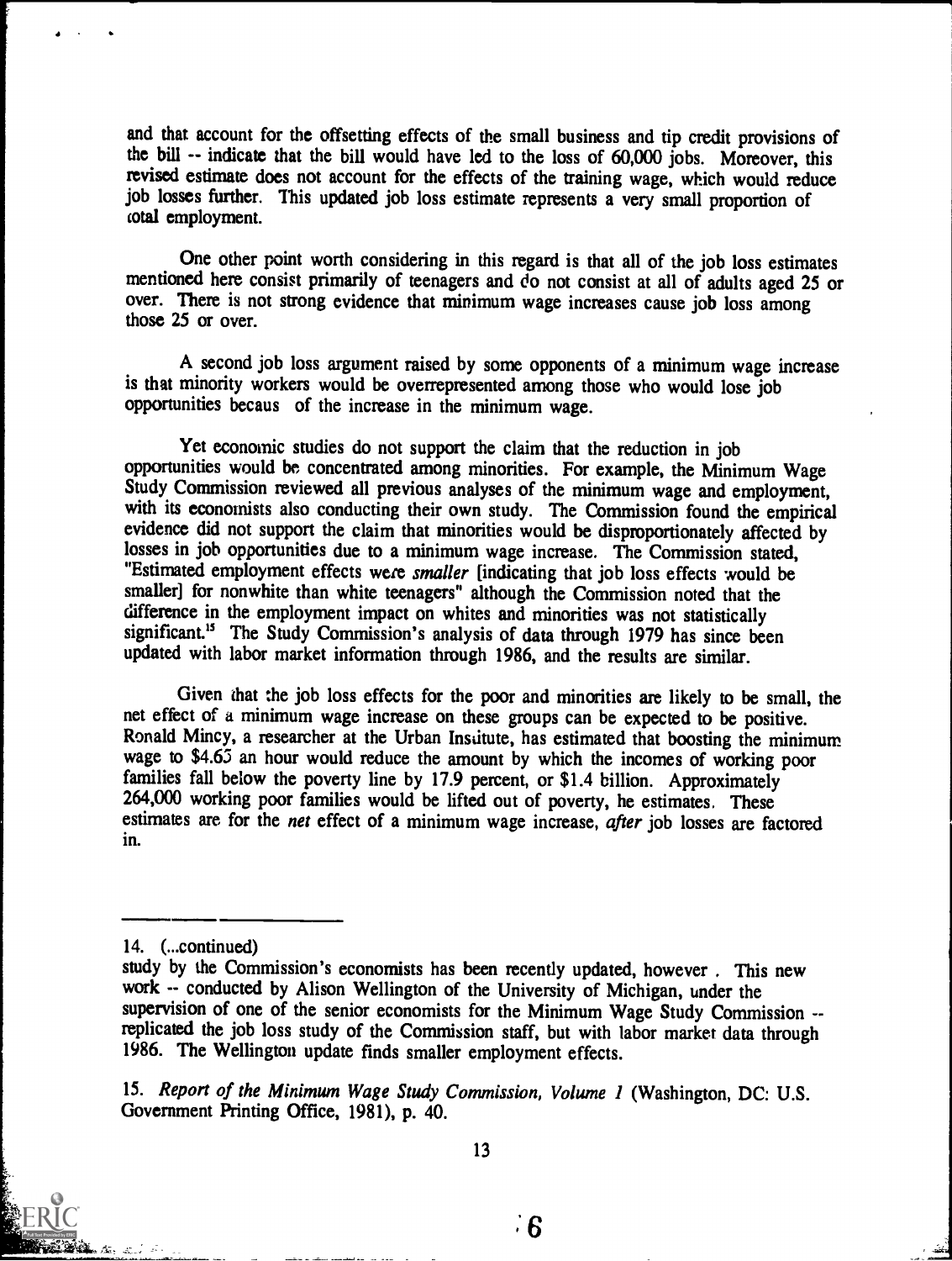and that account for the offsetting effects of the small business and tip credit provisions of the bill -- indicate that the bill would have led to the loss of 60,000 jobs. Moreover, this revised estimate does not account for the effects of the training wage, which would reduce job losses further. This updated job loss estimate represents a very small proportion of total employment.

One other point worth considering in this regard is that all of the job loss estimates mentioned here consist primarily of teenagers and do not consist at all of adults aged 25 or over. There is not strong evidence that minimum wage increases cause job loss among those 25 or over.

A second job loss argument raised by some opponents of a minimum wage increase is that minority workers would be overrepresented among those who would lose job opportunities becaus of the increase in the minimum wage.

Yet economic studies do not support the claim that the reduction in job opportunities would be concentrated among minorities. For example, the Minimum Wage Study Commission reviewed all previous analyses of the minimum wage and employment, with its economists also conducting their own study. The Commission found the empirical evidence did not support the claim that minorities would be disproportionately affected by losses in job opportunities due to a minimum wage increase. The Commission stated, "Estimated employment effects were *smaller* [indicating that job loss effects would be smaller] for nonwhite than white teenagers" although the Commission noted that the difference in the employment impact on whites and minorities was not statistically significant.[15] The Study Commission's analysis of data through 1979 has since been updated with labor market information through 1986, and the results are similar.

Given that the job loss effects for the poor and minorities are likely to be small, the net effect of a minimum wage increase on these groups can be expected to be positive. Ronald Mincy, a researcher at the Urban Institute, has estimated that boosting the minimum wage to $4.65 an hour would reduce the amount by which the incomes of working poor families fall below the poverty line by 17.9 percent, or $1.4 billion. Approximately 264,000 working poor families would be lifted out of poverty, he estimates. These estimates are for the *net* effect of a minimum wage increase, *after* job losses are factored in.

---

14. (...continued)
study by the Commission's economists has been recently updated, however . This new work -- conducted by Alison Wellington of the University of Michigan, under the supervision of one of the senior economists for the Minimum Wage Study Commission -- replicated the job loss study of the Commission staff, but with labor market data through 1986. The Wellington update finds smaller employment effects.

15. *Report of the Minimum Wage Study Commission, Volume 1* (Washington, DC: U.S. Government Printing Office, 1981), p. 40.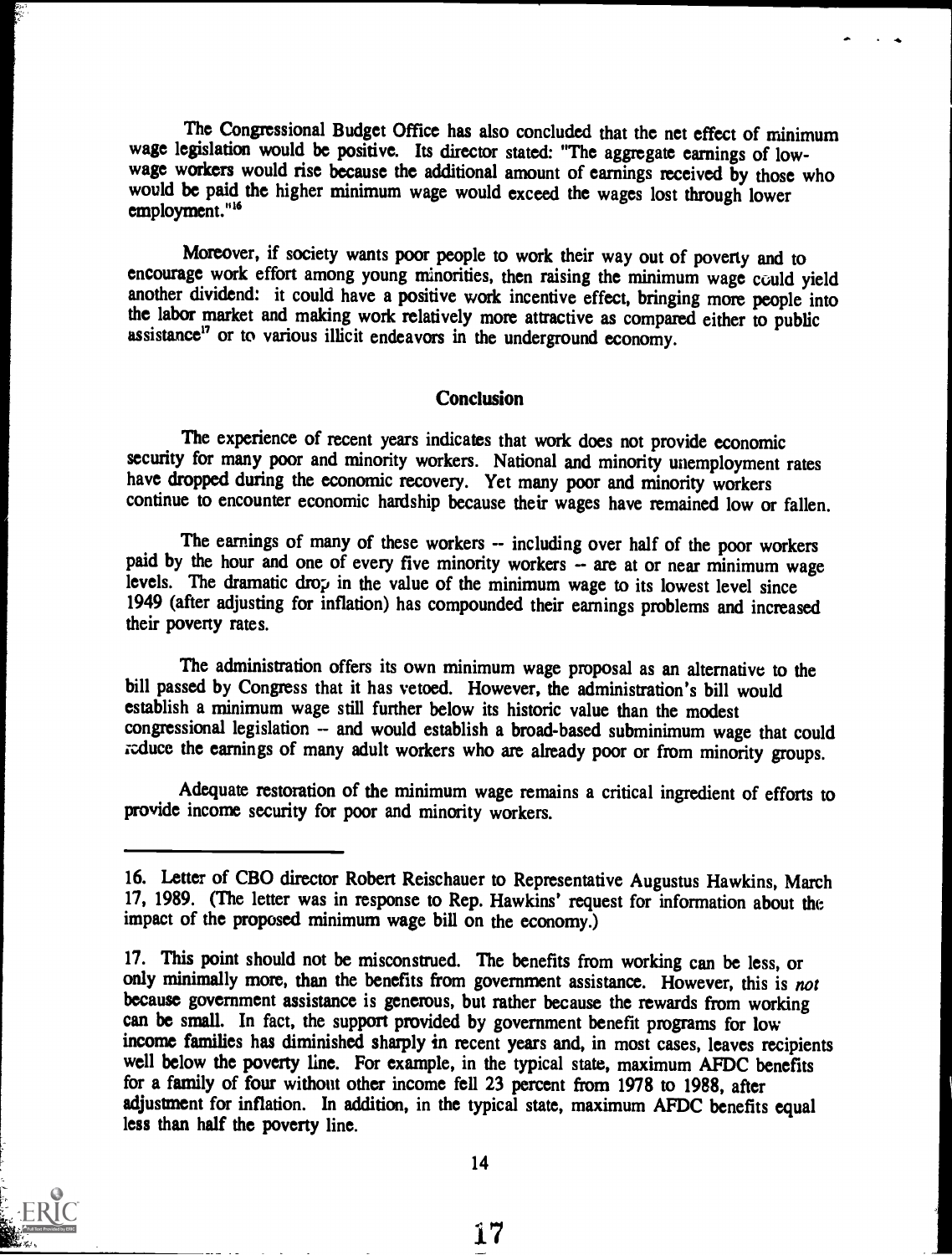The Congressional Budget Office has also concluded that the net effect of minimum wage legislation would be positive. Its director stated: "The aggregate earnings of low-wage workers would rise because the additional amount of earnings received by those who would be paid the higher minimum wage would exceed the wages lost through lower employment."[16]

Moreover, if society wants poor people to work their way out of poverty and to encourage work effort among young minorities, then raising the minimum wage could yield another dividend: it could have a positive work incentive effect, bringing more people into the labor market and making work relatively more attractive as compared either to public assistance[17] or to various illicit endeavors in the underground economy.

## Conclusion

The experience of recent years indicates that work does not provide economic security for many poor and minority workers. National and minority unemployment rates have dropped during the economic recovery. Yet many poor and minority workers continue to encounter economic hardship because their wages have remained low or fallen.

The earnings of many of these workers -- including over half of the poor workers paid by the hour and one of every five minority workers -- are at or near minimum wage levels. The dramatic drop in the value of the minimum wage to its lowest level since 1949 (after adjusting for inflation) has compounded their earnings problems and increased their poverty rates.

The administration offers its own minimum wage proposal as an alternative to the bill passed by Congress that it has vetoed. However, the administration's bill would establish a minimum wage still further below its historic value than the modest congressional legislation -- and would establish a broad-based subminimum wage that could reduce the earnings of many adult workers who are already poor or from minority groups.

Adequate restoration of the minimum wage remains a critical ingredient of efforts to provide income security for poor and minority workers.

---

16. Letter of CBO director Robert Reischauer to Representative Augustus Hawkins, March 17, 1989. (The letter was in response to Rep. Hawkins' request for information about the impact of the proposed minimum wage bill on the economy.)

17. This point should not be misconstrued. The benefits from working can be less, or only minimally more, than the benefits from government assistance. However, this is *not* because government assistance is generous, but rather because the rewards from working can be small. In fact, the support provided by government benefit programs for low income families has diminished sharply in recent years and, in most cases, leaves recipients well below the poverty line. For example, in the typical state, maximum AFDC benefits for a family of four without other income fell 23 percent from 1978 to 1988, after adjustment for inflation. In addition, in the typical state, maximum AFDC benefits equal less than half the poverty line.